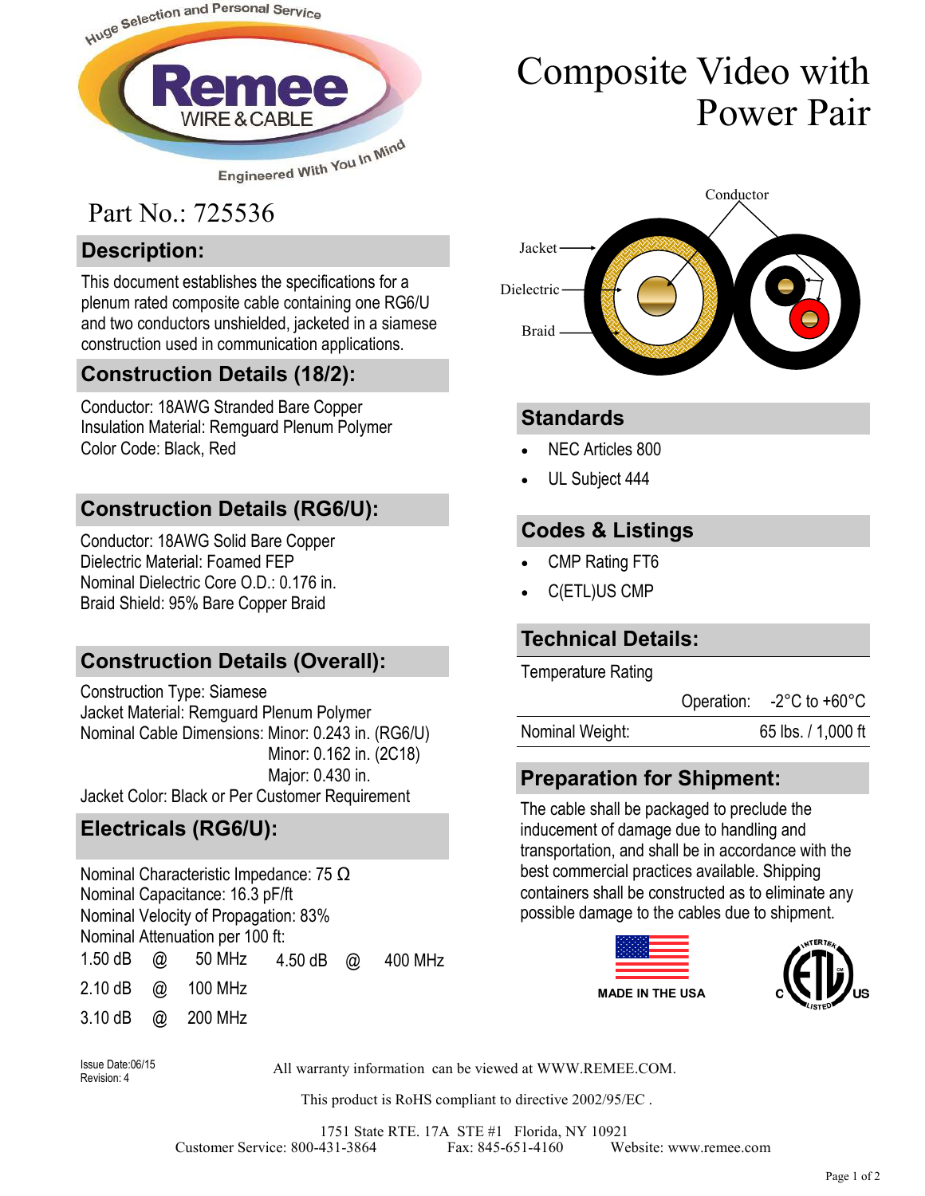Huge Selection and Personal Service

**Remee** WIRE & CABLE

Engineered With You In Mind

# Composite Video with Power Pair

## Part No.: 725536

## Description:

This document establishes the specifications for a plenum rated composite cable containing one RG6/U and two conductors unshielded, jacketed in a siamese construction used in communication applications.

Conductor

Jacket

Dielectric

Braid

## Construction Details (18/2):

Conductor: 18AWG Stranded Bare Copper
Insulation Material: Remguard Plenum Polymer
Color Code: Black, Red

## Construction Details (RG6/U):

Conductor: 18AWG Solid Bare Copper
Dielectric Material: Foamed FEP
Nominal Dielectric Core O.D.: 0.176 in.
Braid Shield: 95% Bare Copper Braid

## Construction Details (Overall):

Construction Type: Siamese
Jacket Material: Remguard Plenum Polymer
Nominal Cable Dimensions: Minor: 0.243 in. (RG6/U)
Minor: 0.162 in. (2C18)
Major: 0.430 in.
Jacket Color: Black or Per Customer Requirement

## Electricals (RG6/U):

Nominal Characteristic Impedance: 75 Ω
Nominal Capacitance: 16.3 pF/ft
Nominal Velocity of Propagation: 83%
Nominal Attenuation per 100 ft:

| | | | | | |
|---|---|---|---|---|---|
| 1.50 dB | @ | 50 MHz | 4.50 dB | @ | 400 MHz |
| 2.10 dB | @ | 100 MHz | | | |
| 3.10 dB | @ | 200 MHz | | | |

## Standards

- NEC Articles 800
- UL Subject 444

## Codes & Listings

- CMP Rating FT6
- C(ETL)US CMP

## Technical Details:

| | |
|---|---|
| Temperature Rating | |
| Operation: | -2°C to +60°C |
| Nominal Weight: | 65 lbs. / 1,000 ft |

## Preparation for Shipment:

The cable shall be packaged to preclude the inducement of damage due to handling and transportation, and shall be in accordance with the best commercial practices available. Shipping containers shall be constructed as to eliminate any possible damage to the cables due to shipment.

MADE IN THE USA

C ETL US LISTED INTERTEK

Issue Date:06/15
Revision: 4

All warranty information can be viewed at WWW.REMEE.COM.

This product is RoHS compliant to directive 2002/95/EC .

1751 State RTE. 17A STE #1 Florida, NY 10921
Customer Service: 800-431-3864 Fax: 845-651-4160 Website: www.remee.com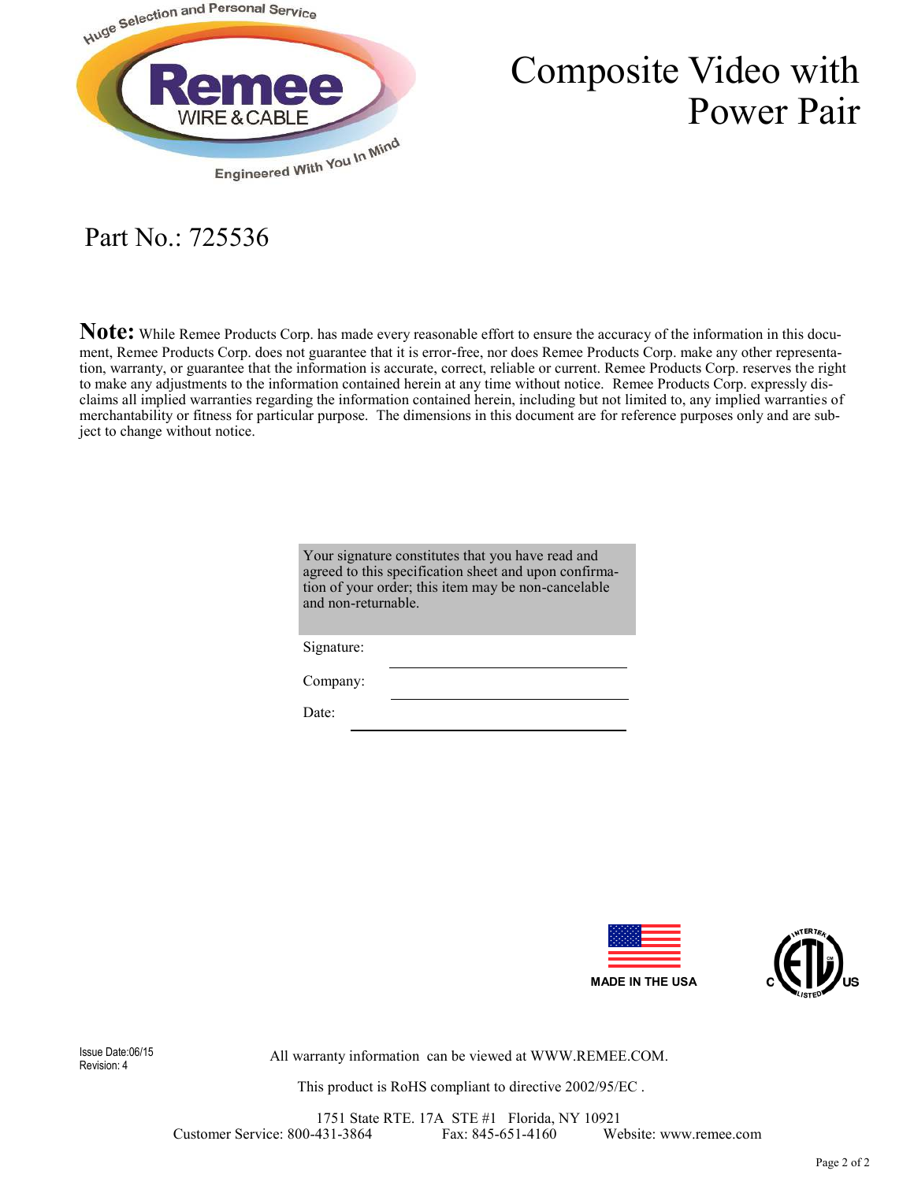Huge Selection and Personal Service

Remee WIRE & CABLE

Engineered With You In Mind

# Composite Video with Power Pair

## Part No.: 725536

**Note:** While Remee Products Corp. has made every reasonable effort to ensure the accuracy of the information in this document, Remee Products Corp. does not guarantee that it is error-free, nor does Remee Products Corp. make any other representation, warranty, or guarantee that the information is accurate, correct, reliable or current. Remee Products Corp. reserves the right to make any adjustments to the information contained herein at any time without notice. Remee Products Corp. expressly disclaims all implied warranties regarding the information contained herein, including but not limited to, any implied warranties of merchantability or fitness for particular purpose. The dimensions in this document are for reference purposes only and are subject to change without notice.

Your signature constitutes that you have read and agreed to this specification sheet and upon confirmation of your order; this item may be non-cancelable and non-returnable.

Signature: ______________________

Company: ______________________

Date: ______________________

MADE IN THE USA

Issue Date:06/15
Revision: 4

All warranty information can be viewed at WWW.REMEE.COM.

This product is RoHS compliant to directive 2002/95/EC .

1751 State RTE. 17A STE #1 Florida, NY 10921
Customer Service: 800-431-3864 Fax: 845-651-4160 Website: www.remee.com